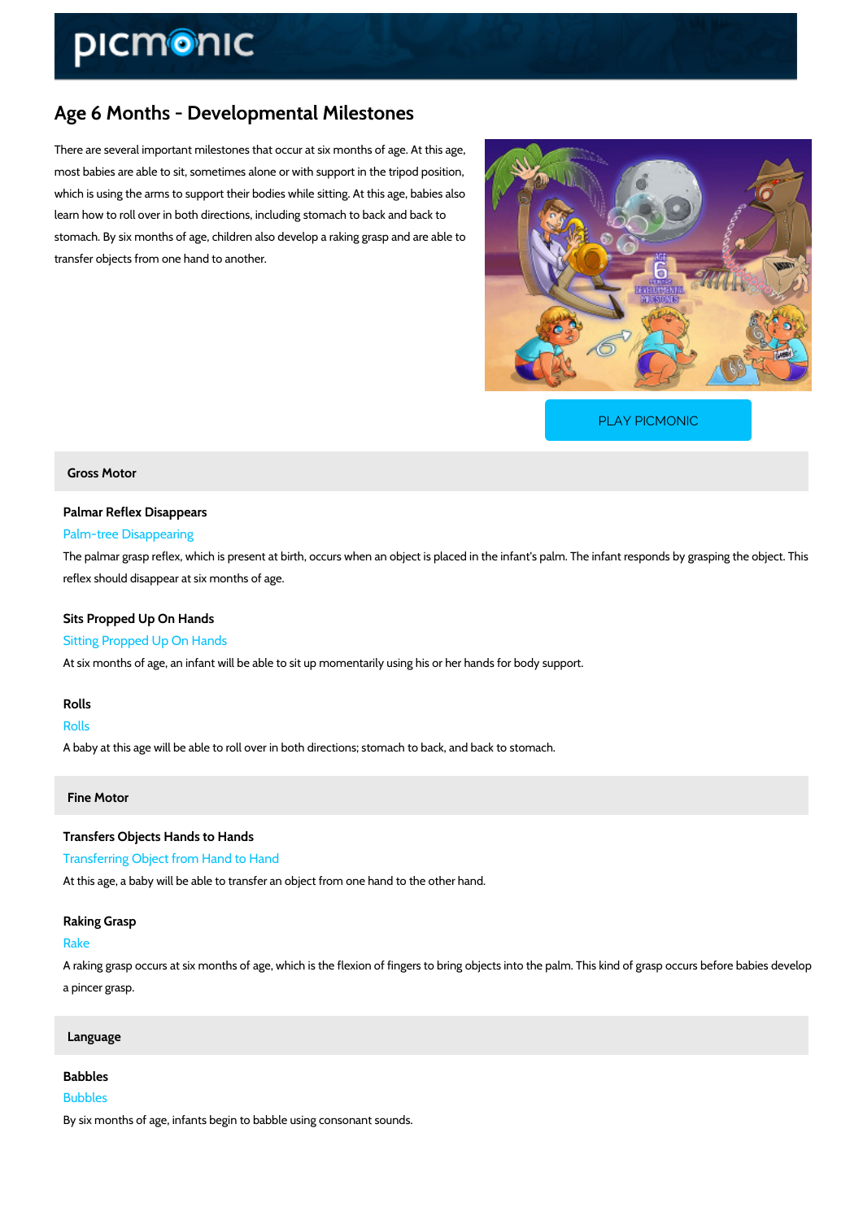# Age 6 Months - Developmental Milestones

There are several important milestones that occur at six months of age. At this age, most babies are able to sit, sometimes alone or with support in the tripod position, which is using the arms to support their bodies while sitting. At this age, babies also learn how to roll over in both directions, including stomach to back and back to stomach. By six months of age, children also develop a raking grasp and are able to transfer objects from one hand to another.

PLAY PICMONIC

## Gross Motor

### Palmar Reflex Disappears

Palm-tree Disappearing

The palmar grasp reflex, which is present at birth, occurs when an object is placed in the infant's palm. The infant responds by grasping the object. This reflex should disappear at six months of age.

### Sits Propped Up On Hands

Sitting Propped Up On Hands

At six months of age, an infant will be able to sit up momentarily using his or her hands for body support.

### Rolls

Rolls

A baby at this age will be able to roll over in both directions; stomach to back, and back to stomach.

## Fine Motor

### Transfers Objects Hands to Hands

Transferring Object from Hand to Hand

At this age, a baby will be able to transfer an object from one hand to the other hand.

### Raking Grasp

Rake

A raking grasp occurs at six months of age, which is the flexion of fingers to bring objects into the palm. This kind of grasp occurs before babies develop a pincer grasp.

## Language

### Babbles

Bubbles

By six months of age, infants begin to babble using consonant sounds.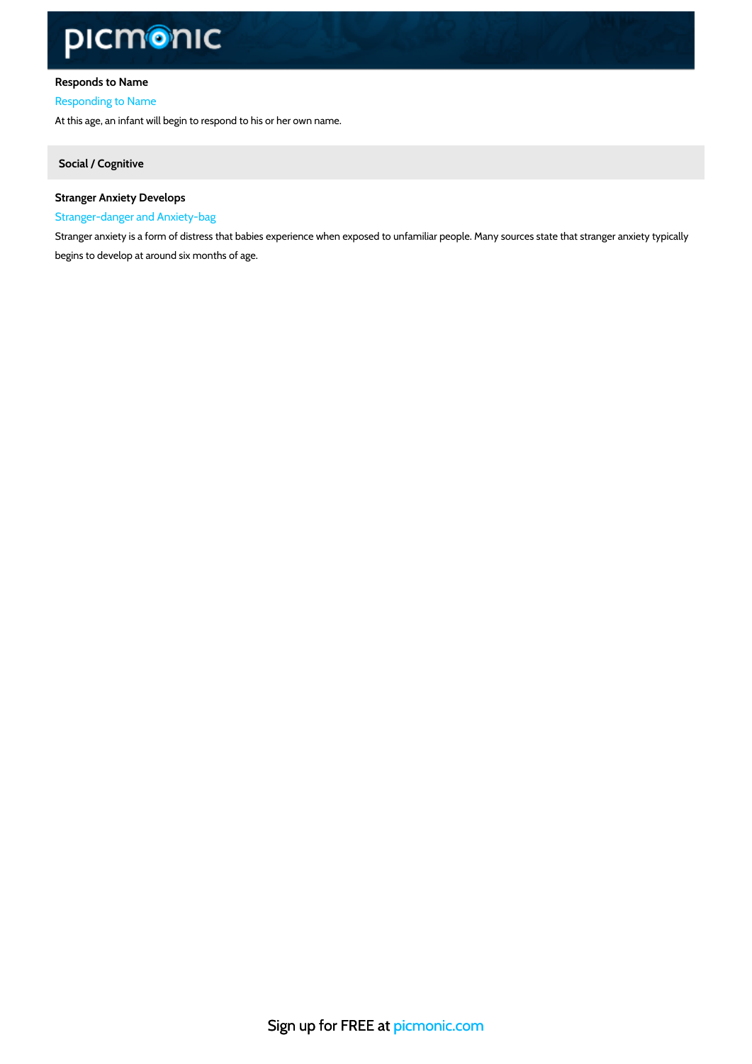### Responds to Name

Responding to Name

At this age, an infant will begin to respond to his or her own name.

## Social / Cognitive

### Stranger Anxiety Develops

Stranger-danger and Anxiety-bag

Stranger anxiety is a form of distress that babies experience when exposed to unfamiliar people. Many sources state that stranger anxiety typically begins to develop at around six months of age.

Sign up for FREE at picmonic.com